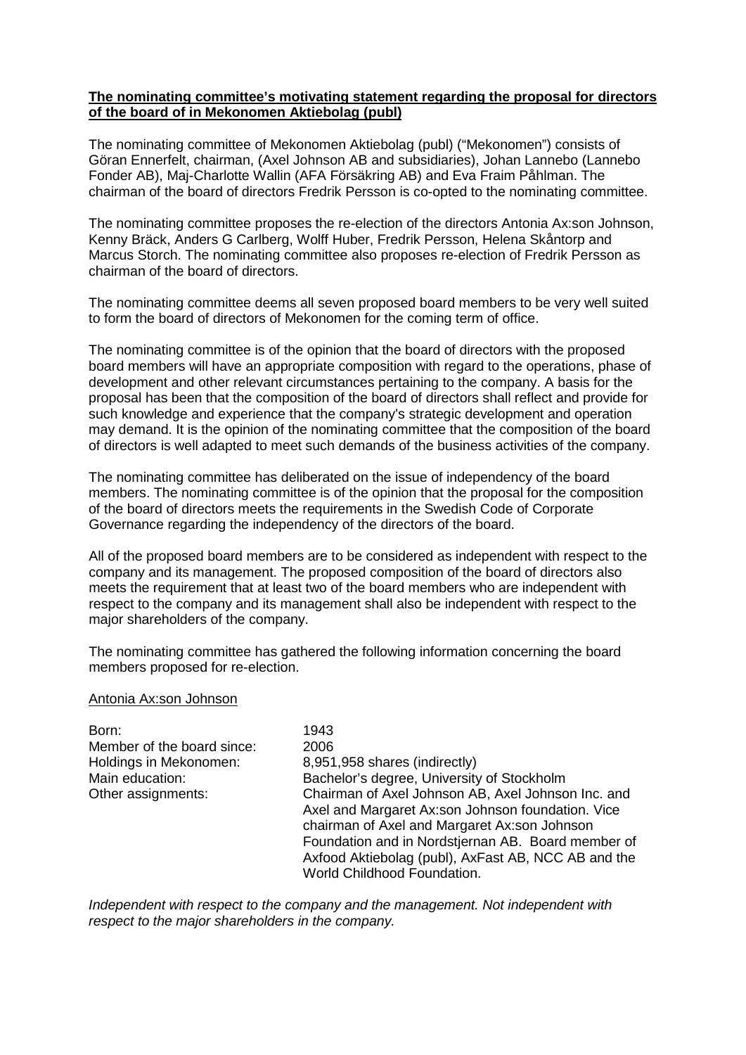**<u>The nominating committee's motivating statement regarding the proposal for directors of the board of in Mekonomen Aktiebolag (publ)</u>**

The nominating committee of Mekonomen Aktiebolag (publ) ("Mekonomen") consists of Göran Ennerfelt, chairman, (Axel Johnson AB and subsidiaries), Johan Lannebo (Lannebo Fonder AB), Maj-Charlotte Wallin (AFA Försäkring AB) and Eva Fraim Påhlman. The chairman of the board of directors Fredrik Persson is co-opted to the nominating committee.

The nominating committee proposes the re-election of the directors Antonia Ax:son Johnson, Kenny Bräck, Anders G Carlberg, Wolff Huber, Fredrik Persson, Helena Skåntorp and Marcus Storch. The nominating committee also proposes re-election of Fredrik Persson as chairman of the board of directors.

The nominating committee deems all seven proposed board members to be very well suited to form the board of directors of Mekonomen for the coming term of office.

The nominating committee is of the opinion that the board of directors with the proposed board members will have an appropriate composition with regard to the operations, phase of development and other relevant circumstances pertaining to the company. A basis for the proposal has been that the composition of the board of directors shall reflect and provide for such knowledge and experience that the company's strategic development and operation may demand. It is the opinion of the nominating committee that the composition of the board of directors is well adapted to meet such demands of the business activities of the company.

The nominating committee has deliberated on the issue of independency of the board members. The nominating committee is of the opinion that the proposal for the composition of the board of directors meets the requirements in the Swedish Code of Corporate Governance regarding the independency of the directors of the board.

All of the proposed board members are to be considered as independent with respect to the company and its management. The proposed composition of the board of directors also meets the requirement that at least two of the board members who are independent with respect to the company and its management shall also be independent with respect to the major shareholders of the company.

The nominating committee has gathered the following information concerning the board members proposed for re-election.

<u>Antonia Ax:son Johnson</u>

| | |
|---|---|
| Born: | 1943 |
| Member of the board since: | 2006 |
| Holdings in Mekonomen: | 8,951,958 shares (indirectly) |
| Main education: | Bachelor's degree, University of Stockholm |
| Other assignments: | Chairman of Axel Johnson AB, Axel Johnson Inc. and Axel and Margaret Ax:son Johnson foundation. Vice chairman of Axel and Margaret Ax:son Johnson Foundation and in Nordstjernan AB. Board member of Axfood Aktiebolag (publ), AxFast AB, NCC AB and the World Childhood Foundation. |

*Independent with respect to the company and the management. Not independent with respect to the major shareholders in the company.*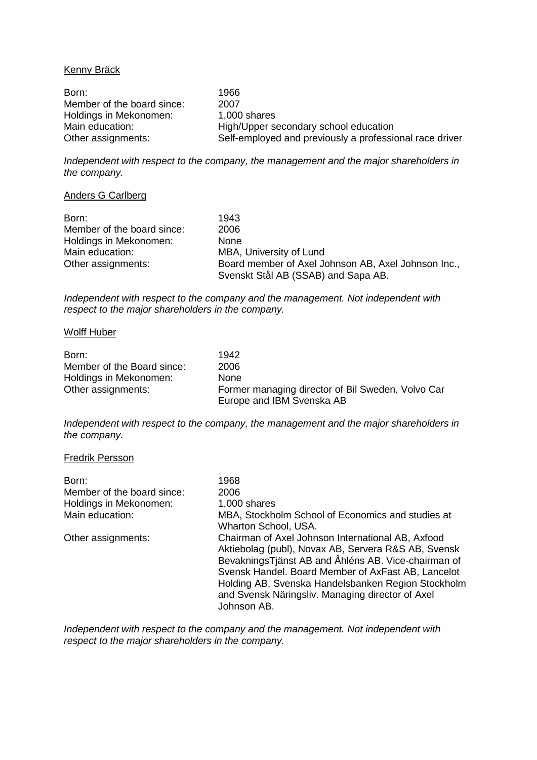Kenny Bräck

| | |
|---|---|
| Born: | 1966 |
| Member of the board since: | 2007 |
| Holdings in Mekonomen: | 1,000 shares |
| Main education: | High/Upper secondary school education |
| Other assignments: | Self-employed and previously a professional race driver |

*Independent with respect to the company, the management and the major shareholders in the company.*

Anders G Carlberg

| | |
|---|---|
| Born: | 1943 |
| Member of the board since: | 2006 |
| Holdings in Mekonomen: | None |
| Main education: | MBA, University of Lund |
| Other assignments: | Board member of Axel Johnson AB, Axel Johnson Inc., Svenskt Stål AB (SSAB) and Sapa AB. |

*Independent with respect to the company and the management. Not independent with respect to the major shareholders in the company.*

Wolff Huber

| | |
|---|---|
| Born: | 1942 |
| Member of the Board since: | 2006 |
| Holdings in Mekonomen: | None |
| Other assignments: | Former managing director of Bil Sweden, Volvo Car Europe and IBM Svenska AB |

*Independent with respect to the company, the management and the major shareholders in the company.*

Fredrik Persson

| | |
|---|---|
| Born: | 1968 |
| Member of the board since: | 2006 |
| Holdings in Mekonomen: | 1,000 shares |
| Main education: | MBA, Stockholm School of Economics and studies at Wharton School, USA. |
| Other assignments: | Chairman of Axel Johnson International AB, Axfood Aktiebolag (publ), Novax AB, Servera R&S AB, Svensk BevakningsTjänst AB and Åhléns AB. Vice-chairman of Svensk Handel. Board Member of AxFast AB, Lancelot Holding AB, Svenska Handelsbanken Region Stockholm and Svensk Näringsliv. Managing director of Axel Johnson AB. |

*Independent with respect to the company and the management. Not independent with respect to the major shareholders in the company.*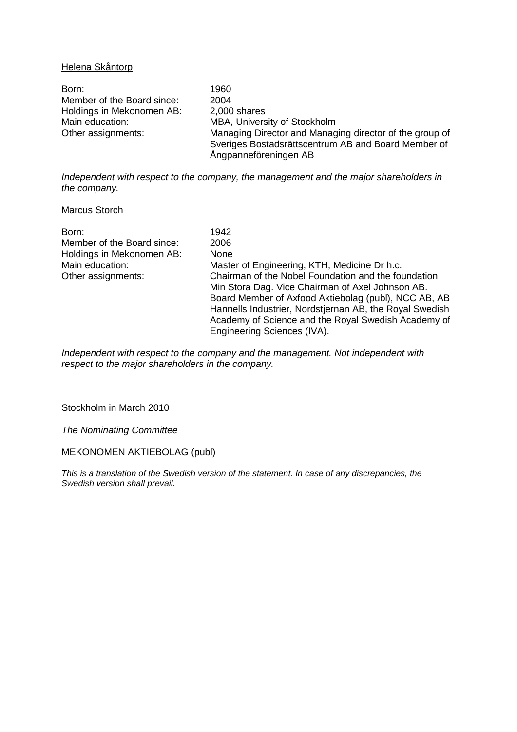<u>Helena Skåntorp</u>

| | |
|---|---|
| Born: | 1960 |
| Member of the Board since: | 2004 |
| Holdings in Mekonomen AB: | 2,000 shares |
| Main education: | MBA, University of Stockholm |
| Other assignments: | Managing Director and Managing director of the group of Sveriges Bostadsrättscentrum AB and Board Member of Ångpanneföreningen AB |

*Independent with respect to the company, the management and the major shareholders in the company.*

<u>Marcus Storch</u>

| | |
|---|---|
| Born: | 1942 |
| Member of the Board since: | 2006 |
| Holdings in Mekonomen AB: | None |
| Main education: | Master of Engineering, KTH, Medicine Dr h.c. |
| Other assignments: | Chairman of the Nobel Foundation and the foundation Min Stora Dag. Vice Chairman of Axel Johnson AB. Board Member of Axfood Aktiebolag (publ), NCC AB, AB Hannells Industrier, Nordstjernan AB, the Royal Swedish Academy of Science and the Royal Swedish Academy of Engineering Sciences (IVA). |

*Independent with respect to the company and the management. Not independent with respect to the major shareholders in the company.*

Stockholm in March 2010

*The Nominating Committee*

MEKONOMEN AKTIEBOLAG (publ)

*This is a translation of the Swedish version of the statement. In case of any discrepancies, the Swedish version shall prevail.*